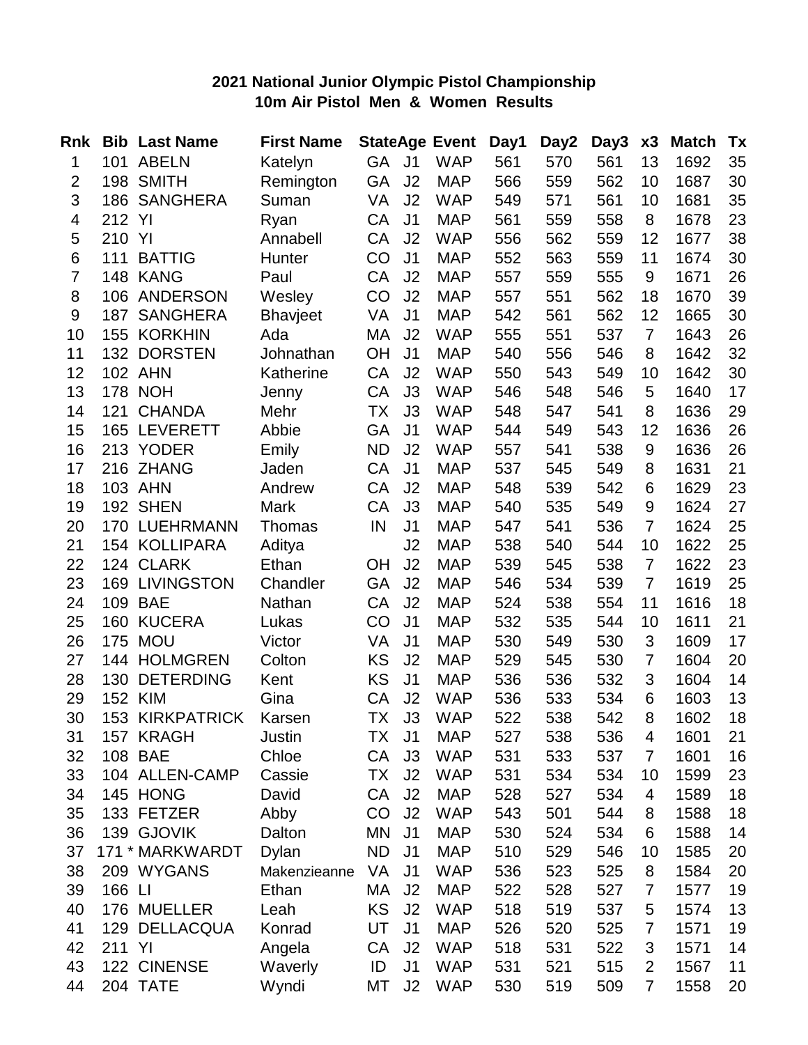**2021 National Junior Olympic Pistol Championship**
**10m Air Pistol Men & Women Results**

| Rnk | Bib | Last Name | First Name | State | Age | Event | Day1 | Day2 | Day3 | x3 | Match | Tx |
|---|---|---|---|---|---|---|---|---|---|---|---|---|
| 1 | 101 | ABELN | Katelyn | GA | J1 | WAP | 561 | 570 | 561 | 13 | 1692 | 35 |
| 2 | 198 | SMITH | Remington | GA | J2 | MAP | 566 | 559 | 562 | 10 | 1687 | 30 |
| 3 | 186 | SANGHERA | Suman | VA | J2 | WAP | 549 | 571 | 561 | 10 | 1681 | 35 |
| 4 | 212 | YI | Ryan | CA | J1 | MAP | 561 | 559 | 558 | 8 | 1678 | 23 |
| 5 | 210 | YI | Annabell | CA | J2 | WAP | 556 | 562 | 559 | 12 | 1677 | 38 |
| 6 | 111 | BATTIG | Hunter | CO | J1 | MAP | 552 | 563 | 559 | 11 | 1674 | 30 |
| 7 | 148 | KANG | Paul | CA | J2 | MAP | 557 | 559 | 555 | 9 | 1671 | 26 |
| 8 | 106 | ANDERSON | Wesley | CO | J2 | MAP | 557 | 551 | 562 | 18 | 1670 | 39 |
| 9 | 187 | SANGHERA | Bhavjeet | VA | J1 | MAP | 542 | 561 | 562 | 12 | 1665 | 30 |
| 10 | 155 | KORKHIN | Ada | MA | J2 | WAP | 555 | 551 | 537 | 7 | 1643 | 26 |
| 11 | 132 | DORSTEN | Johnathan | OH | J1 | MAP | 540 | 556 | 546 | 8 | 1642 | 32 |
| 12 | 102 | AHN | Katherine | CA | J2 | WAP | 550 | 543 | 549 | 10 | 1642 | 30 |
| 13 | 178 | NOH | Jenny | CA | J3 | WAP | 546 | 548 | 546 | 5 | 1640 | 17 |
| 14 | 121 | CHANDA | Mehr | TX | J3 | WAP | 548 | 547 | 541 | 8 | 1636 | 29 |
| 15 | 165 | LEVERETT | Abbie | GA | J1 | WAP | 544 | 549 | 543 | 12 | 1636 | 26 |
| 16 | 213 | YODER | Emily | ND | J2 | WAP | 557 | 541 | 538 | 9 | 1636 | 26 |
| 17 | 216 | ZHANG | Jaden | CA | J1 | MAP | 537 | 545 | 549 | 8 | 1631 | 21 |
| 18 | 103 | AHN | Andrew | CA | J2 | MAP | 548 | 539 | 542 | 6 | 1629 | 23 |
| 19 | 192 | SHEN | Mark | CA | J3 | MAP | 540 | 535 | 549 | 9 | 1624 | 27 |
| 20 | 170 | LUEHRMANN | Thomas | IN | J1 | MAP | 547 | 541 | 536 | 7 | 1624 | 25 |
| 21 | 154 | KOLLIPARA | Aditya | | J2 | MAP | 538 | 540 | 544 | 10 | 1622 | 25 |
| 22 | 124 | CLARK | Ethan | OH | J2 | MAP | 539 | 545 | 538 | 7 | 1622 | 23 |
| 23 | 169 | LIVINGSTON | Chandler | GA | J2 | MAP | 546 | 534 | 539 | 7 | 1619 | 25 |
| 24 | 109 | BAE | Nathan | CA | J2 | MAP | 524 | 538 | 554 | 11 | 1616 | 18 |
| 25 | 160 | KUCERA | Lukas | CO | J1 | MAP | 532 | 535 | 544 | 10 | 1611 | 21 |
| 26 | 175 | MOU | Victor | VA | J1 | MAP | 530 | 549 | 530 | 3 | 1609 | 17 |
| 27 | 144 | HOLMGREN | Colton | KS | J2 | MAP | 529 | 545 | 530 | 7 | 1604 | 20 |
| 28 | 130 | DETERDING | Kent | KS | J1 | MAP | 536 | 536 | 532 | 3 | 1604 | 14 |
| 29 | 152 | KIM | Gina | CA | J2 | WAP | 536 | 533 | 534 | 6 | 1603 | 13 |
| 30 | 153 | KIRKPATRICK | Karsen | TX | J3 | WAP | 522 | 538 | 542 | 8 | 1602 | 18 |
| 31 | 157 | KRAGH | Justin | TX | J1 | MAP | 527 | 538 | 536 | 4 | 1601 | 21 |
| 32 | 108 | BAE | Chloe | CA | J3 | WAP | 531 | 533 | 537 | 7 | 1601 | 16 |
| 33 | 104 | ALLEN-CAMP | Cassie | TX | J2 | WAP | 531 | 534 | 534 | 10 | 1599 | 23 |
| 34 | 145 | HONG | David | CA | J2 | MAP | 528 | 527 | 534 | 4 | 1589 | 18 |
| 35 | 133 | FETZER | Abby | CO | J2 | WAP | 543 | 501 | 544 | 8 | 1588 | 18 |
| 36 | 139 | GJOVIK | Dalton | MN | J1 | MAP | 530 | 524 | 534 | 6 | 1588 | 14 |
| 37 | 171 * | MARKWARDT | Dylan | ND | J1 | MAP | 510 | 529 | 546 | 10 | 1585 | 20 |
| 38 | 209 | WYGANS | Makenzieanne | VA | J1 | WAP | 536 | 523 | 525 | 8 | 1584 | 20 |
| 39 | 166 | LI | Ethan | MA | J2 | MAP | 522 | 528 | 527 | 7 | 1577 | 19 |
| 40 | 176 | MUELLER | Leah | KS | J2 | WAP | 518 | 519 | 537 | 5 | 1574 | 13 |
| 41 | 129 | DELLACQUA | Konrad | UT | J1 | MAP | 526 | 520 | 525 | 7 | 1571 | 19 |
| 42 | 211 | YI | Angela | CA | J2 | WAP | 518 | 531 | 522 | 3 | 1571 | 14 |
| 43 | 122 | CINENSE | Waverly | ID | J1 | WAP | 531 | 521 | 515 | 2 | 1567 | 11 |
| 44 | 204 | TATE | Wyndi | MT | J2 | WAP | 530 | 519 | 509 | 7 | 1558 | 20 |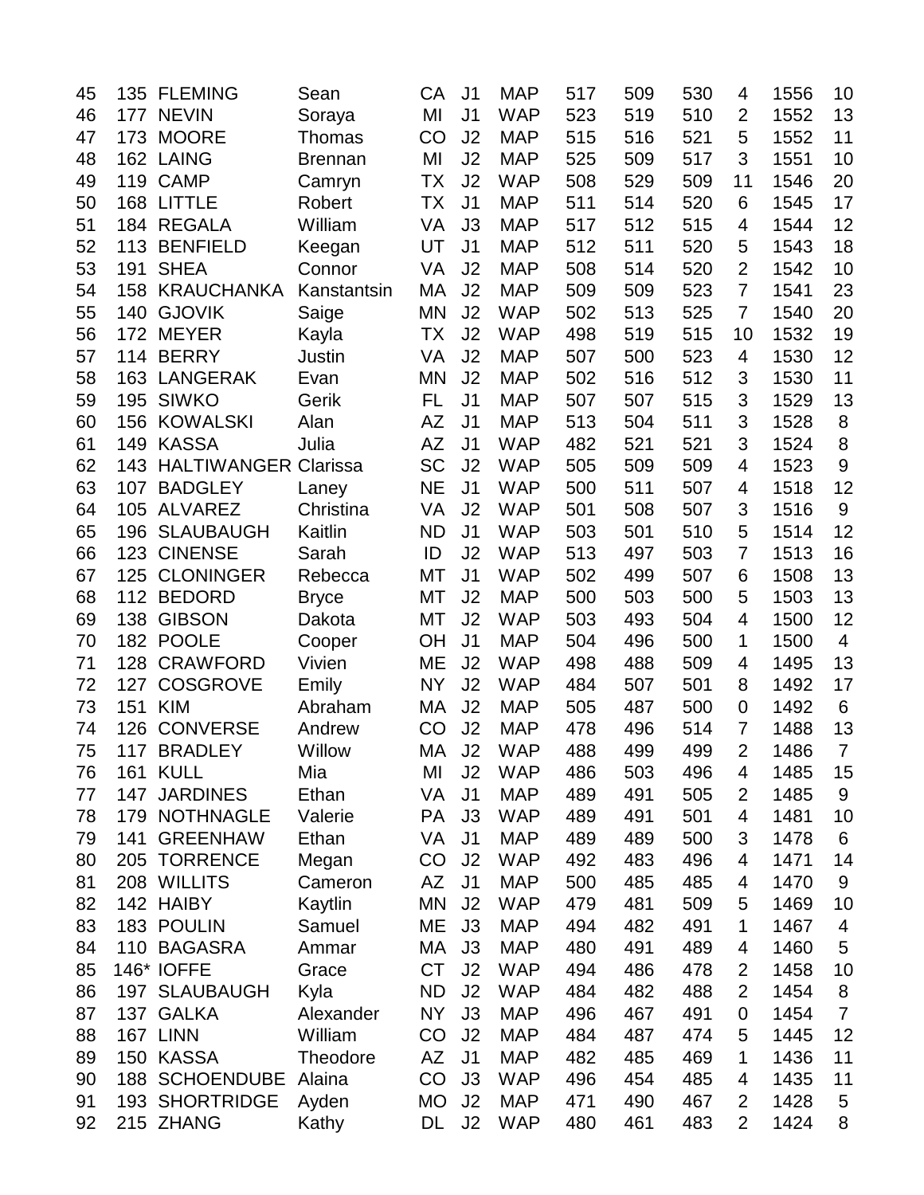| | | | | | | | | | | | | |
|---|---|---|---|---|---|---|---|---|---|---|---|---|
| 45 | 135 | FLEMING | Sean | CA | J1 | MAP | 517 | 509 | 530 | 4 | 1556 | 10 |
| 46 | 177 | NEVIN | Soraya | MI | J1 | WAP | 523 | 519 | 510 | 2 | 1552 | 13 |
| 47 | 173 | MOORE | Thomas | CO | J2 | MAP | 515 | 516 | 521 | 5 | 1552 | 11 |
| 48 | 162 | LAING | Brennan | MI | J2 | MAP | 525 | 509 | 517 | 3 | 1551 | 10 |
| 49 | 119 | CAMP | Camryn | TX | J2 | WAP | 508 | 529 | 509 | 11 | 1546 | 20 |
| 50 | 168 | LITTLE | Robert | TX | J1 | MAP | 511 | 514 | 520 | 6 | 1545 | 17 |
| 51 | 184 | REGALA | William | VA | J3 | MAP | 517 | 512 | 515 | 4 | 1544 | 12 |
| 52 | 113 | BENFIELD | Keegan | UT | J1 | MAP | 512 | 511 | 520 | 5 | 1543 | 18 |
| 53 | 191 | SHEA | Connor | VA | J2 | MAP | 508 | 514 | 520 | 2 | 1542 | 10 |
| 54 | 158 | KRAUCHANKA | Kanstantsin | MA | J2 | MAP | 509 | 509 | 523 | 7 | 1541 | 23 |
| 55 | 140 | GJOVIK | Saige | MN | J2 | WAP | 502 | 513 | 525 | 7 | 1540 | 20 |
| 56 | 172 | MEYER | Kayla | TX | J2 | WAP | 498 | 519 | 515 | 10 | 1532 | 19 |
| 57 | 114 | BERRY | Justin | VA | J2 | MAP | 507 | 500 | 523 | 4 | 1530 | 12 |
| 58 | 163 | LANGERAK | Evan | MN | J2 | MAP | 502 | 516 | 512 | 3 | 1530 | 11 |
| 59 | 195 | SIWKO | Gerik | FL | J1 | MAP | 507 | 507 | 515 | 3 | 1529 | 13 |
| 60 | 156 | KOWALSKI | Alan | AZ | J1 | MAP | 513 | 504 | 511 | 3 | 1528 | 8 |
| 61 | 149 | KASSA | Julia | AZ | J1 | WAP | 482 | 521 | 521 | 3 | 1524 | 8 |
| 62 | 143 | HALTIWANGER | Clarissa | SC | J2 | WAP | 505 | 509 | 509 | 4 | 1523 | 9 |
| 63 | 107 | BADGLEY | Laney | NE | J1 | WAP | 500 | 511 | 507 | 4 | 1518 | 12 |
| 64 | 105 | ALVAREZ | Christina | VA | J2 | WAP | 501 | 508 | 507 | 3 | 1516 | 9 |
| 65 | 196 | SLAUBAUGH | Kaitlin | ND | J1 | WAP | 503 | 501 | 510 | 5 | 1514 | 12 |
| 66 | 123 | CINENSE | Sarah | ID | J2 | WAP | 513 | 497 | 503 | 7 | 1513 | 16 |
| 67 | 125 | CLONINGER | Rebecca | MT | J1 | WAP | 502 | 499 | 507 | 6 | 1508 | 13 |
| 68 | 112 | BEDORD | Bryce | MT | J2 | MAP | 500 | 503 | 500 | 5 | 1503 | 13 |
| 69 | 138 | GIBSON | Dakota | MT | J2 | WAP | 503 | 493 | 504 | 4 | 1500 | 12 |
| 70 | 182 | POOLE | Cooper | OH | J1 | MAP | 504 | 496 | 500 | 1 | 1500 | 4 |
| 71 | 128 | CRAWFORD | Vivien | ME | J2 | WAP | 498 | 488 | 509 | 4 | 1495 | 13 |
| 72 | 127 | COSGROVE | Emily | NY | J2 | WAP | 484 | 507 | 501 | 8 | 1492 | 17 |
| 73 | 151 | KIM | Abraham | MA | J2 | MAP | 505 | 487 | 500 | 0 | 1492 | 6 |
| 74 | 126 | CONVERSE | Andrew | CO | J2 | MAP | 478 | 496 | 514 | 7 | 1488 | 13 |
| 75 | 117 | BRADLEY | Willow | MA | J2 | WAP | 488 | 499 | 499 | 2 | 1486 | 7 |
| 76 | 161 | KULL | Mia | MI | J2 | WAP | 486 | 503 | 496 | 4 | 1485 | 15 |
| 77 | 147 | JARDINES | Ethan | VA | J1 | MAP | 489 | 491 | 505 | 2 | 1485 | 9 |
| 78 | 179 | NOTHNAGLE | Valerie | PA | J3 | WAP | 489 | 491 | 501 | 4 | 1481 | 10 |
| 79 | 141 | GREENHAW | Ethan | VA | J1 | MAP | 489 | 489 | 500 | 3 | 1478 | 6 |
| 80 | 205 | TORRENCE | Megan | CO | J2 | WAP | 492 | 483 | 496 | 4 | 1471 | 14 |
| 81 | 208 | WILLITS | Cameron | AZ | J1 | MAP | 500 | 485 | 485 | 4 | 1470 | 9 |
| 82 | 142 | HAIBY | Kaytlin | MN | J2 | WAP | 479 | 481 | 509 | 5 | 1469 | 10 |
| 83 | 183 | POULIN | Samuel | ME | J3 | MAP | 494 | 482 | 491 | 1 | 1467 | 4 |
| 84 | 110 | BAGASRA | Ammar | MA | J3 | MAP | 480 | 491 | 489 | 4 | 1460 | 5 |
| 85 | 146* | IOFFE | Grace | CT | J2 | WAP | 494 | 486 | 478 | 2 | 1458 | 10 |
| 86 | 197 | SLAUBAUGH | Kyla | ND | J2 | WAP | 484 | 482 | 488 | 2 | 1454 | 8 |
| 87 | 137 | GALKA | Alexander | NY | J3 | MAP | 496 | 467 | 491 | 0 | 1454 | 7 |
| 88 | 167 | LINN | William | CO | J2 | MAP | 484 | 487 | 474 | 5 | 1445 | 12 |
| 89 | 150 | KASSA | Theodore | AZ | J1 | MAP | 482 | 485 | 469 | 1 | 1436 | 11 |
| 90 | 188 | SCHOENDUBE | Alaina | CO | J3 | WAP | 496 | 454 | 485 | 4 | 1435 | 11 |
| 91 | 193 | SHORTRIDGE | Ayden | MO | J2 | MAP | 471 | 490 | 467 | 2 | 1428 | 5 |
| 92 | 215 | ZHANG | Kathy | DL | J2 | WAP | 480 | 461 | 483 | 2 | 1424 | 8 |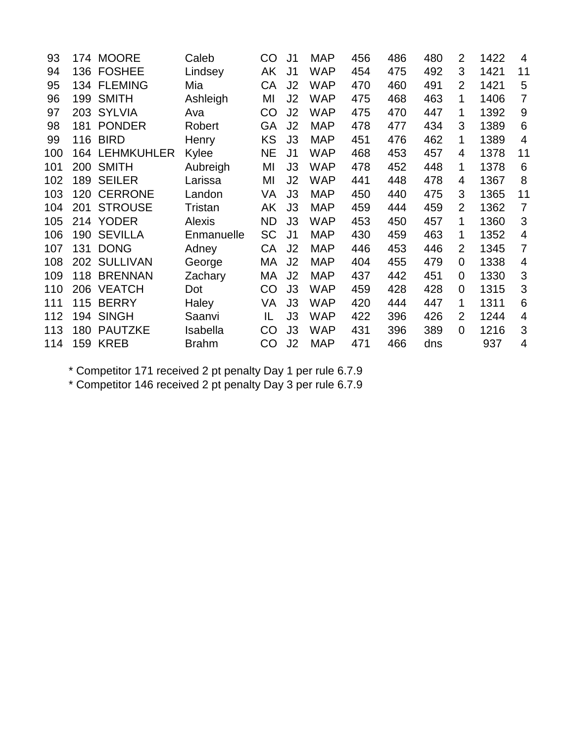| | | | | | | | | | | | | |
|---|---|---|---|---|---|---|---|---|---|---|---|---|
| 93 | 174 | MOORE | Caleb | CO | J1 | MAP | 456 | 486 | 480 | 2 | 1422 | 4 |
| 94 | 136 | FOSHEE | Lindsey | AK | J1 | WAP | 454 | 475 | 492 | 3 | 1421 | 11 |
| 95 | 134 | FLEMING | Mia | CA | J2 | WAP | 470 | 460 | 491 | 2 | 1421 | 5 |
| 96 | 199 | SMITH | Ashleigh | MI | J2 | WAP | 475 | 468 | 463 | 1 | 1406 | 7 |
| 97 | 203 | SYLVIA | Ava | CO | J2 | WAP | 475 | 470 | 447 | 1 | 1392 | 9 |
| 98 | 181 | PONDER | Robert | GA | J2 | MAP | 478 | 477 | 434 | 3 | 1389 | 6 |
| 99 | 116 | BIRD | Henry | KS | J3 | MAP | 451 | 476 | 462 | 1 | 1389 | 4 |
| 100 | 164 | LEHMKUHLER | Kylee | NE | J1 | WAP | 468 | 453 | 457 | 4 | 1378 | 11 |
| 101 | 200 | SMITH | Aubreigh | MI | J3 | WAP | 478 | 452 | 448 | 1 | 1378 | 6 |
| 102 | 189 | SEILER | Larissa | MI | J2 | WAP | 441 | 448 | 478 | 4 | 1367 | 8 |
| 103 | 120 | CERRONE | Landon | VA | J3 | MAP | 450 | 440 | 475 | 3 | 1365 | 11 |
| 104 | 201 | STROUSE | Tristan | AK | J3 | MAP | 459 | 444 | 459 | 2 | 1362 | 7 |
| 105 | 214 | YODER | Alexis | ND | J3 | WAP | 453 | 450 | 457 | 1 | 1360 | 3 |
| 106 | 190 | SEVILLA | Enmanuelle | SC | J1 | MAP | 430 | 459 | 463 | 1 | 1352 | 4 |
| 107 | 131 | DONG | Adney | CA | J2 | MAP | 446 | 453 | 446 | 2 | 1345 | 7 |
| 108 | 202 | SULLIVAN | George | MA | J2 | MAP | 404 | 455 | 479 | 0 | 1338 | 4 |
| 109 | 118 | BRENNAN | Zachary | MA | J2 | MAP | 437 | 442 | 451 | 0 | 1330 | 3 |
| 110 | 206 | VEATCH | Dot | CO | J3 | WAP | 459 | 428 | 428 | 0 | 1315 | 3 |
| 111 | 115 | BERRY | Haley | VA | J3 | WAP | 420 | 444 | 447 | 1 | 1311 | 6 |
| 112 | 194 | SINGH | Saanvi | IL | J3 | WAP | 422 | 396 | 426 | 2 | 1244 | 4 |
| 113 | 180 | PAUTZKE | Isabella | CO | J3 | WAP | 431 | 396 | 389 | 0 | 1216 | 3 |
| 114 | 159 | KREB | Brahm | CO | J2 | MAP | 471 | 466 | dns | | 937 | 4 |

* Competitor 171 received 2 pt penalty Day 1 per rule 6.7.9
* Competitor 146 received 2 pt penalty Day 3 per rule 6.7.9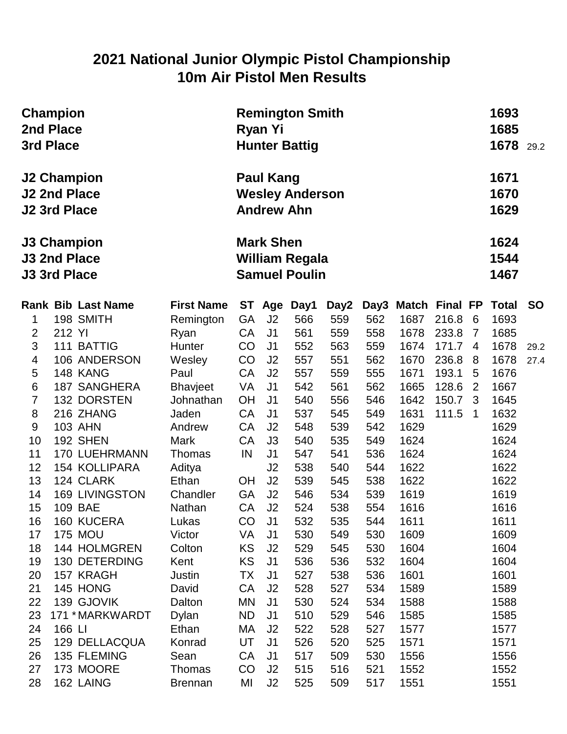# 2021 National Junior Olympic Pistol Championship
## 10m Air Pistol Men Results

| | | | |
|---|---|---|---|
| **Champion** | **Remington Smith** | **1693** | |
| **2nd Place** | **Ryan Yi** | **1685** | |
| **3rd Place** | **Hunter Battig** | **1678** | 29.2 |
| **J2 Champion** | **Paul Kang** | **1671** | |
| **J2 2nd Place** | **Wesley Anderson** | **1670** | |
| **J2 3rd Place** | **Andrew Ahn** | **1629** | |
| **J3 Champion** | **Mark Shen** | **1624** | |
| **J3 2nd Place** | **William Regala** | **1544** | |
| **J3 3rd Place** | **Samuel Poulin** | **1467** | |

| Rank | Bib | Last Name | First Name | ST | Age | Day1 | Day2 | Day3 | Match | Final | FP | Total | SO |
|---|---|---|---|---|---|---|---|---|---|---|---|---|---|
| 1 | 198 | SMITH | Remington | GA | J2 | 566 | 559 | 562 | 1687 | 216.8 | 6 | 1693 | |
| 2 | 212 | YI | Ryan | CA | J1 | 561 | 559 | 558 | 1678 | 233.8 | 7 | 1685 | |
| 3 | 111 | BATTIG | Hunter | CO | J1 | 552 | 563 | 559 | 1674 | 171.7 | 4 | 1678 | 29.2 |
| 4 | 106 | ANDERSON | Wesley | CO | J2 | 557 | 551 | 562 | 1670 | 236.8 | 8 | 1678 | 27.4 |
| 5 | 148 | KANG | Paul | CA | J2 | 557 | 559 | 555 | 1671 | 193.1 | 5 | 1676 | |
| 6 | 187 | SANGHERA | Bhavjeet | VA | J1 | 542 | 561 | 562 | 1665 | 128.6 | 2 | 1667 | |
| 7 | 132 | DORSTEN | Johnathan | OH | J1 | 540 | 556 | 546 | 1642 | 150.7 | 3 | 1645 | |
| 8 | 216 | ZHANG | Jaden | CA | J1 | 537 | 545 | 549 | 1631 | 111.5 | 1 | 1632 | |
| 9 | 103 | AHN | Andrew | CA | J2 | 548 | 539 | 542 | 1629 | | | 1629 | |
| 10 | 192 | SHEN | Mark | CA | J3 | 540 | 535 | 549 | 1624 | | | 1624 | |
| 11 | 170 | LUEHRMANN | Thomas | IN | J1 | 547 | 541 | 536 | 1624 | | | 1624 | |
| 12 | 154 | KOLLIPARA | Aditya | | J2 | 538 | 540 | 544 | 1622 | | | 1622 | |
| 13 | 124 | CLARK | Ethan | OH | J2 | 539 | 545 | 538 | 1622 | | | 1622 | |
| 14 | 169 | LIVINGSTON | Chandler | GA | J2 | 546 | 534 | 539 | 1619 | | | 1619 | |
| 15 | 109 | BAE | Nathan | CA | J2 | 524 | 538 | 554 | 1616 | | | 1616 | |
| 16 | 160 | KUCERA | Lukas | CO | J1 | 532 | 535 | 544 | 1611 | | | 1611 | |
| 17 | 175 | MOU | Victor | VA | J1 | 530 | 549 | 530 | 1609 | | | 1609 | |
| 18 | 144 | HOLMGREN | Colton | KS | J2 | 529 | 545 | 530 | 1604 | | | 1604 | |
| 19 | 130 | DETERDING | Kent | KS | J1 | 536 | 536 | 532 | 1604 | | | 1604 | |
| 20 | 157 | KRAGH | Justin | TX | J1 | 527 | 538 | 536 | 1601 | | | 1601 | |
| 21 | 145 | HONG | David | CA | J2 | 528 | 527 | 534 | 1589 | | | 1589 | |
| 22 | 139 | GJOVIK | Dalton | MN | J1 | 530 | 524 | 534 | 1588 | | | 1588 | |
| 23 | 171 * | MARKWARDT | Dylan | ND | J1 | 510 | 529 | 546 | 1585 | | | 1585 | |
| 24 | 166 | LI | Ethan | MA | J2 | 522 | 528 | 527 | 1577 | | | 1577 | |
| 25 | 129 | DELLACQUA | Konrad | UT | J1 | 526 | 520 | 525 | 1571 | | | 1571 | |
| 26 | 135 | FLEMING | Sean | CA | J1 | 517 | 509 | 530 | 1556 | | | 1556 | |
| 27 | 173 | MOORE | Thomas | CO | J2 | 515 | 516 | 521 | 1552 | | | 1552 | |
| 28 | 162 | LAING | Brennan | MI | J2 | 525 | 509 | 517 | 1551 | | | 1551 | |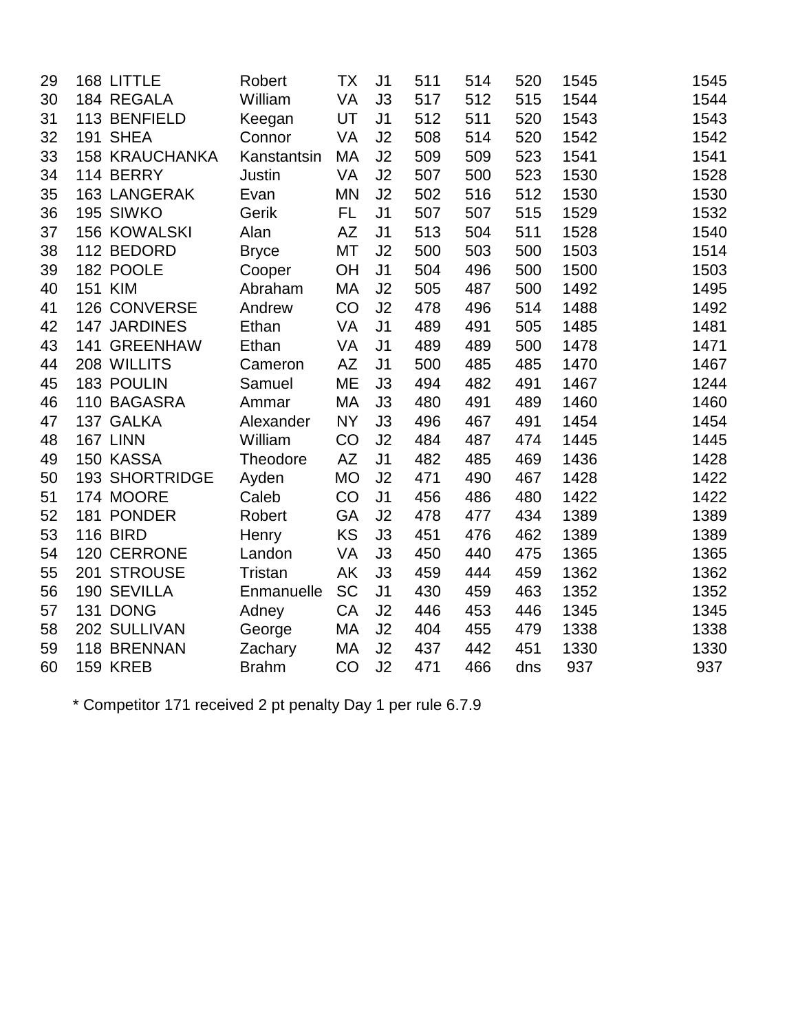| | | | | | | | | | | |
|---|---|---|---|---|---|---|---|---|---|---|
| 29 | 168 | LITTLE | Robert | TX | J1 | 511 | 514 | 520 | 1545 | 1545 |
| 30 | 184 | REGALA | William | VA | J3 | 517 | 512 | 515 | 1544 | 1544 |
| 31 | 113 | BENFIELD | Keegan | UT | J1 | 512 | 511 | 520 | 1543 | 1543 |
| 32 | 191 | SHEA | Connor | VA | J2 | 508 | 514 | 520 | 1542 | 1542 |
| 33 | 158 | KRAUCHANKA | Kanstantsin | MA | J2 | 509 | 509 | 523 | 1541 | 1541 |
| 34 | 114 | BERRY | Justin | VA | J2 | 507 | 500 | 523 | 1530 | 1528 |
| 35 | 163 | LANGERAK | Evan | MN | J2 | 502 | 516 | 512 | 1530 | 1530 |
| 36 | 195 | SIWKO | Gerik | FL | J1 | 507 | 507 | 515 | 1529 | 1532 |
| 37 | 156 | KOWALSKI | Alan | AZ | J1 | 513 | 504 | 511 | 1528 | 1540 |
| 38 | 112 | BEDORD | Bryce | MT | J2 | 500 | 503 | 500 | 1503 | 1514 |
| 39 | 182 | POOLE | Cooper | OH | J1 | 504 | 496 | 500 | 1500 | 1503 |
| 40 | 151 | KIM | Abraham | MA | J2 | 505 | 487 | 500 | 1492 | 1495 |
| 41 | 126 | CONVERSE | Andrew | CO | J2 | 478 | 496 | 514 | 1488 | 1492 |
| 42 | 147 | JARDINES | Ethan | VA | J1 | 489 | 491 | 505 | 1485 | 1481 |
| 43 | 141 | GREENHAW | Ethan | VA | J1 | 489 | 489 | 500 | 1478 | 1471 |
| 44 | 208 | WILLITS | Cameron | AZ | J1 | 500 | 485 | 485 | 1470 | 1467 |
| 45 | 183 | POULIN | Samuel | ME | J3 | 494 | 482 | 491 | 1467 | 1244 |
| 46 | 110 | BAGASRA | Ammar | MA | J3 | 480 | 491 | 489 | 1460 | 1460 |
| 47 | 137 | GALKA | Alexander | NY | J3 | 496 | 467 | 491 | 1454 | 1454 |
| 48 | 167 | LINN | William | CO | J2 | 484 | 487 | 474 | 1445 | 1445 |
| 49 | 150 | KASSA | Theodore | AZ | J1 | 482 | 485 | 469 | 1436 | 1428 |
| 50 | 193 | SHORTRIDGE | Ayden | MO | J2 | 471 | 490 | 467 | 1428 | 1422 |
| 51 | 174 | MOORE | Caleb | CO | J1 | 456 | 486 | 480 | 1422 | 1422 |
| 52 | 181 | PONDER | Robert | GA | J2 | 478 | 477 | 434 | 1389 | 1389 |
| 53 | 116 | BIRD | Henry | KS | J3 | 451 | 476 | 462 | 1389 | 1389 |
| 54 | 120 | CERRONE | Landon | VA | J3 | 450 | 440 | 475 | 1365 | 1365 |
| 55 | 201 | STROUSE | Tristan | AK | J3 | 459 | 444 | 459 | 1362 | 1362 |
| 56 | 190 | SEVILLA | Enmanuelle | SC | J1 | 430 | 459 | 463 | 1352 | 1352 |
| 57 | 131 | DONG | Adney | CA | J2 | 446 | 453 | 446 | 1345 | 1345 |
| 58 | 202 | SULLIVAN | George | MA | J2 | 404 | 455 | 479 | 1338 | 1338 |
| 59 | 118 | BRENNAN | Zachary | MA | J2 | 437 | 442 | 451 | 1330 | 1330 |
| 60 | 159 | KREB | Brahm | CO | J2 | 471 | 466 | dns | 937 | 937 |

* Competitor 171 received 2 pt penalty Day 1 per rule 6.7.9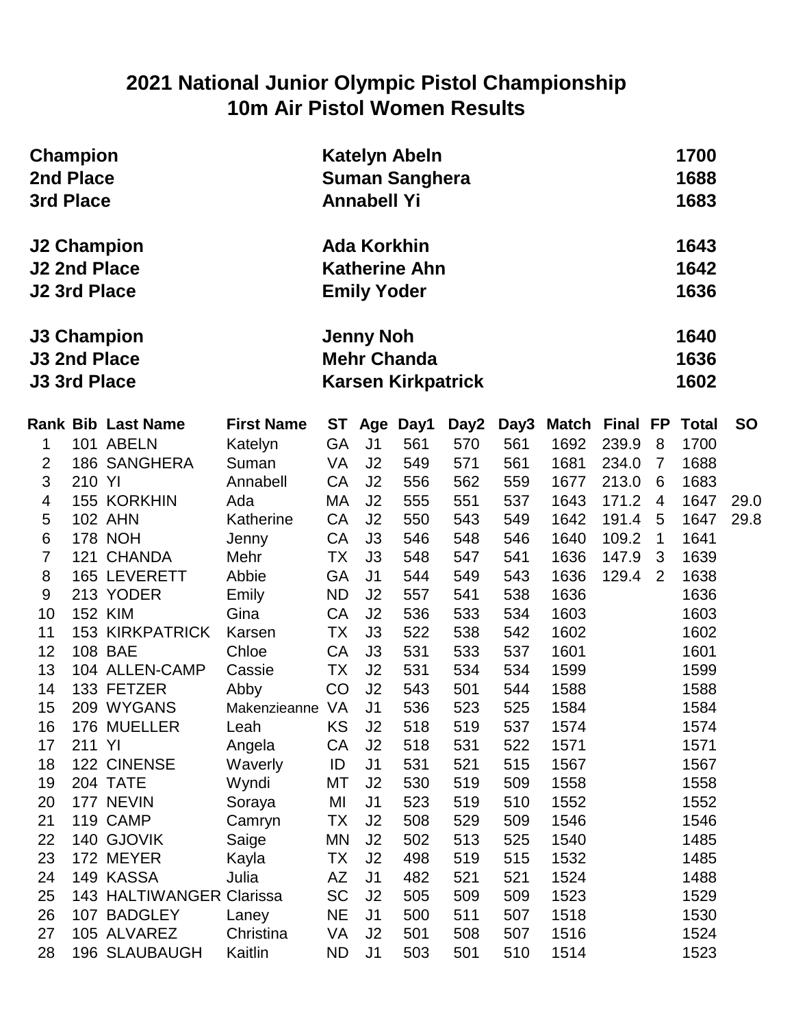# 2021 National Junior Olympic Pistol Championship
## 10m Air Pistol Women Results

| | | |
|---|---|---|
| **Champion** | **Katelyn Abeln** | **1700** |
| **2nd Place** | **Suman Sanghera** | **1688** |
| **3rd Place** | **Annabell Yi** | **1683** |
| | | |
| **J2 Champion** | **Ada Korkhin** | **1643** |
| **J2 2nd Place** | **Katherine Ahn** | **1642** |
| **J2 3rd Place** | **Emily Yoder** | **1636** |
| | | |
| **J3 Champion** | **Jenny Noh** | **1640** |
| **J3 2nd Place** | **Mehr Chanda** | **1636** |
| **J3 3rd Place** | **Karsen Kirkpatrick** | **1602** |

| Rank | Bib | Last Name | First Name | ST | Age | Day1 | Day2 | Day3 | Match | Final | FP | Total | SO |
|---|---|---|---|---|---|---|---|---|---|---|---|---|---|
| 1 | 101 | ABELN | Katelyn | GA | J1 | 561 | 570 | 561 | 1692 | 239.9 | 8 | 1700 | |
| 2 | 186 | SANGHERA | Suman | VA | J2 | 549 | 571 | 561 | 1681 | 234.0 | 7 | 1688 | |
| 3 | 210 | YI | Annabell | CA | J2 | 556 | 562 | 559 | 1677 | 213.0 | 6 | 1683 | |
| 4 | 155 | KORKHIN | Ada | MA | J2 | 555 | 551 | 537 | 1643 | 171.2 | 4 | 1647 | 29.0 |
| 5 | 102 | AHN | Katherine | CA | J2 | 550 | 543 | 549 | 1642 | 191.4 | 5 | 1647 | 29.8 |
| 6 | 178 | NOH | Jenny | CA | J3 | 546 | 548 | 546 | 1640 | 109.2 | 1 | 1641 | |
| 7 | 121 | CHANDA | Mehr | TX | J3 | 548 | 547 | 541 | 1636 | 147.9 | 3 | 1639 | |
| 8 | 165 | LEVERETT | Abbie | GA | J1 | 544 | 549 | 543 | 1636 | 129.4 | 2 | 1638 | |
| 9 | 213 | YODER | Emily | ND | J2 | 557 | 541 | 538 | 1636 | | | 1636 | |
| 10 | 152 | KIM | Gina | CA | J2 | 536 | 533 | 534 | 1603 | | | 1603 | |
| 11 | 153 | KIRKPATRICK | Karsen | TX | J3 | 522 | 538 | 542 | 1602 | | | 1602 | |
| 12 | 108 | BAE | Chloe | CA | J3 | 531 | 533 | 537 | 1601 | | | 1601 | |
| 13 | 104 | ALLEN-CAMP | Cassie | TX | J2 | 531 | 534 | 534 | 1599 | | | 1599 | |
| 14 | 133 | FETZER | Abby | CO | J2 | 543 | 501 | 544 | 1588 | | | 1588 | |
| 15 | 209 | WYGANS | Makenzieanne | VA | J1 | 536 | 523 | 525 | 1584 | | | 1584 | |
| 16 | 176 | MUELLER | Leah | KS | J2 | 518 | 519 | 537 | 1574 | | | 1574 | |
| 17 | 211 | YI | Angela | CA | J2 | 518 | 531 | 522 | 1571 | | | 1571 | |
| 18 | 122 | CINENSE | Waverly | ID | J1 | 531 | 521 | 515 | 1567 | | | 1567 | |
| 19 | 204 | TATE | Wyndi | MT | J2 | 530 | 519 | 509 | 1558 | | | 1558 | |
| 20 | 177 | NEVIN | Soraya | MI | J1 | 523 | 519 | 510 | 1552 | | | 1552 | |
| 21 | 119 | CAMP | Camryn | TX | J2 | 508 | 529 | 509 | 1546 | | | 1546 | |
| 22 | 140 | GJOVIK | Saige | MN | J2 | 502 | 513 | 525 | 1540 | | | 1485 | |
| 23 | 172 | MEYER | Kayla | TX | J2 | 498 | 519 | 515 | 1532 | | | 1485 | |
| 24 | 149 | KASSA | Julia | AZ | J1 | 482 | 521 | 521 | 1524 | | | 1488 | |
| 25 | 143 | HALTIWANGER | Clarissa | SC | J2 | 505 | 509 | 509 | 1523 | | | 1529 | |
| 26 | 107 | BADGLEY | Laney | NE | J1 | 500 | 511 | 507 | 1518 | | | 1530 | |
| 27 | 105 | ALVAREZ | Christina | VA | J2 | 501 | 508 | 507 | 1516 | | | 1524 | |
| 28 | 196 | SLAUBAUGH | Kaitlin | ND | J1 | 503 | 501 | 510 | 1514 | | | 1523 | |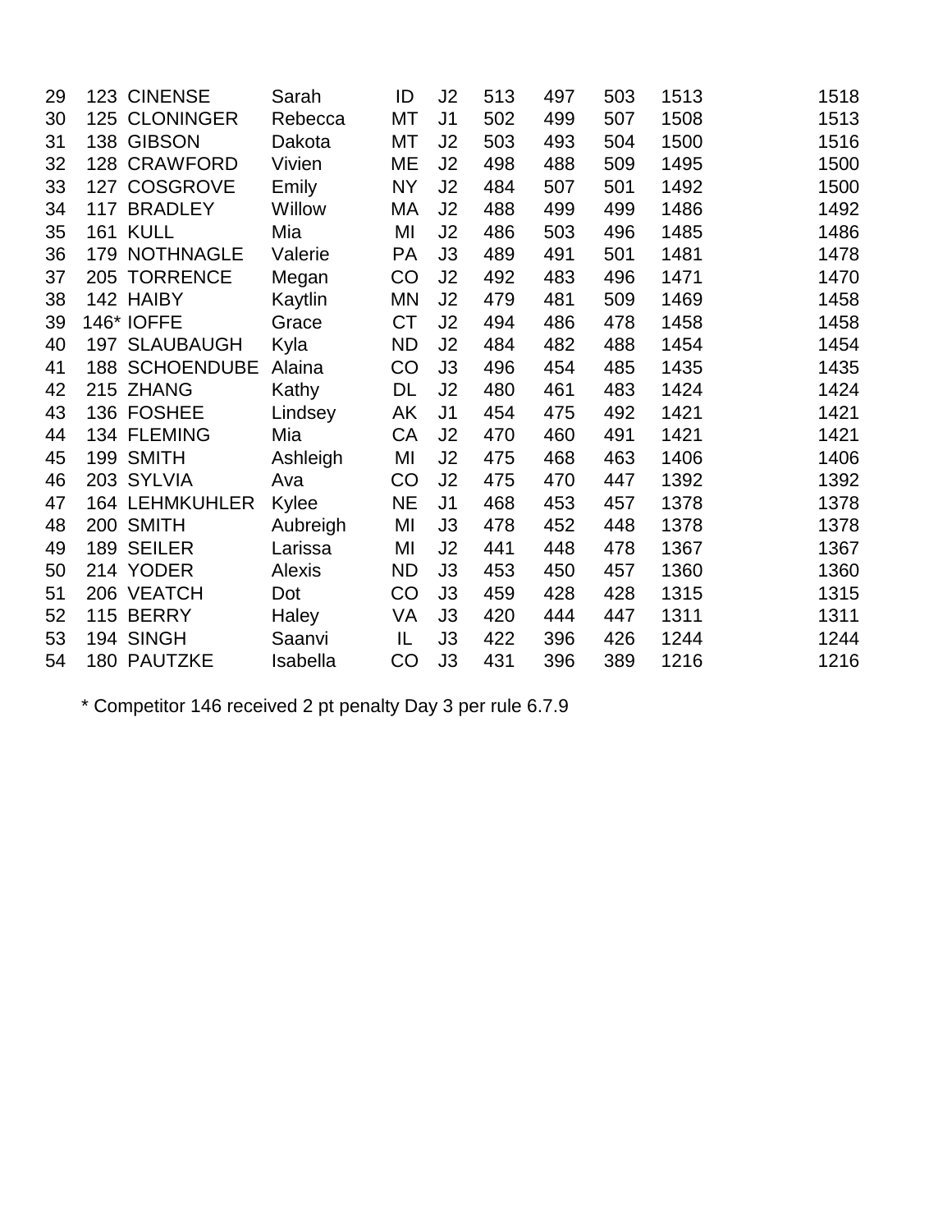| | | | | | | | | | | | |
|---|---|---|---|---|---|---|---|---|---|---|---|
| 29 | 123 | CINENSE | Sarah | ID | J2 | 513 | 497 | 503 | 1513 | | 1518 |
| 30 | 125 | CLONINGER | Rebecca | MT | J1 | 502 | 499 | 507 | 1508 | | 1513 |
| 31 | 138 | GIBSON | Dakota | MT | J2 | 503 | 493 | 504 | 1500 | | 1516 |
| 32 | 128 | CRAWFORD | Vivien | ME | J2 | 498 | 488 | 509 | 1495 | | 1500 |
| 33 | 127 | COSGROVE | Emily | NY | J2 | 484 | 507 | 501 | 1492 | | 1500 |
| 34 | 117 | BRADLEY | Willow | MA | J2 | 488 | 499 | 499 | 1486 | | 1492 |
| 35 | 161 | KULL | Mia | MI | J2 | 486 | 503 | 496 | 1485 | | 1486 |
| 36 | 179 | NOTHNAGLE | Valerie | PA | J3 | 489 | 491 | 501 | 1481 | | 1478 |
| 37 | 205 | TORRENCE | Megan | CO | J2 | 492 | 483 | 496 | 1471 | | 1470 |
| 38 | 142 | HAIBY | Kaytlin | MN | J2 | 479 | 481 | 509 | 1469 | | 1458 |
| 39 | 146* | IOFFE | Grace | CT | J2 | 494 | 486 | 478 | 1458 | | 1458 |
| 40 | 197 | SLAUBAUGH | Kyla | ND | J2 | 484 | 482 | 488 | 1454 | | 1454 |
| 41 | 188 | SCHOENDUBE | Alaina | CO | J3 | 496 | 454 | 485 | 1435 | | 1435 |
| 42 | 215 | ZHANG | Kathy | DL | J2 | 480 | 461 | 483 | 1424 | | 1424 |
| 43 | 136 | FOSHEE | Lindsey | AK | J1 | 454 | 475 | 492 | 1421 | | 1421 |
| 44 | 134 | FLEMING | Mia | CA | J2 | 470 | 460 | 491 | 1421 | | 1421 |
| 45 | 199 | SMITH | Ashleigh | MI | J2 | 475 | 468 | 463 | 1406 | | 1406 |
| 46 | 203 | SYLVIA | Ava | CO | J2 | 475 | 470 | 447 | 1392 | | 1392 |
| 47 | 164 | LEHMKUHLER | Kylee | NE | J1 | 468 | 453 | 457 | 1378 | | 1378 |
| 48 | 200 | SMITH | Aubreigh | MI | J3 | 478 | 452 | 448 | 1378 | | 1378 |
| 49 | 189 | SEILER | Larissa | MI | J2 | 441 | 448 | 478 | 1367 | | 1367 |
| 50 | 214 | YODER | Alexis | ND | J3 | 453 | 450 | 457 | 1360 | | 1360 |
| 51 | 206 | VEATCH | Dot | CO | J3 | 459 | 428 | 428 | 1315 | | 1315 |
| 52 | 115 | BERRY | Haley | VA | J3 | 420 | 444 | 447 | 1311 | | 1311 |
| 53 | 194 | SINGH | Saanvi | IL | J3 | 422 | 396 | 426 | 1244 | | 1244 |
| 54 | 180 | PAUTZKE | Isabella | CO | J3 | 431 | 396 | 389 | 1216 | | 1216 |

* Competitor 146 received 2 pt penalty Day 3 per rule 6.7.9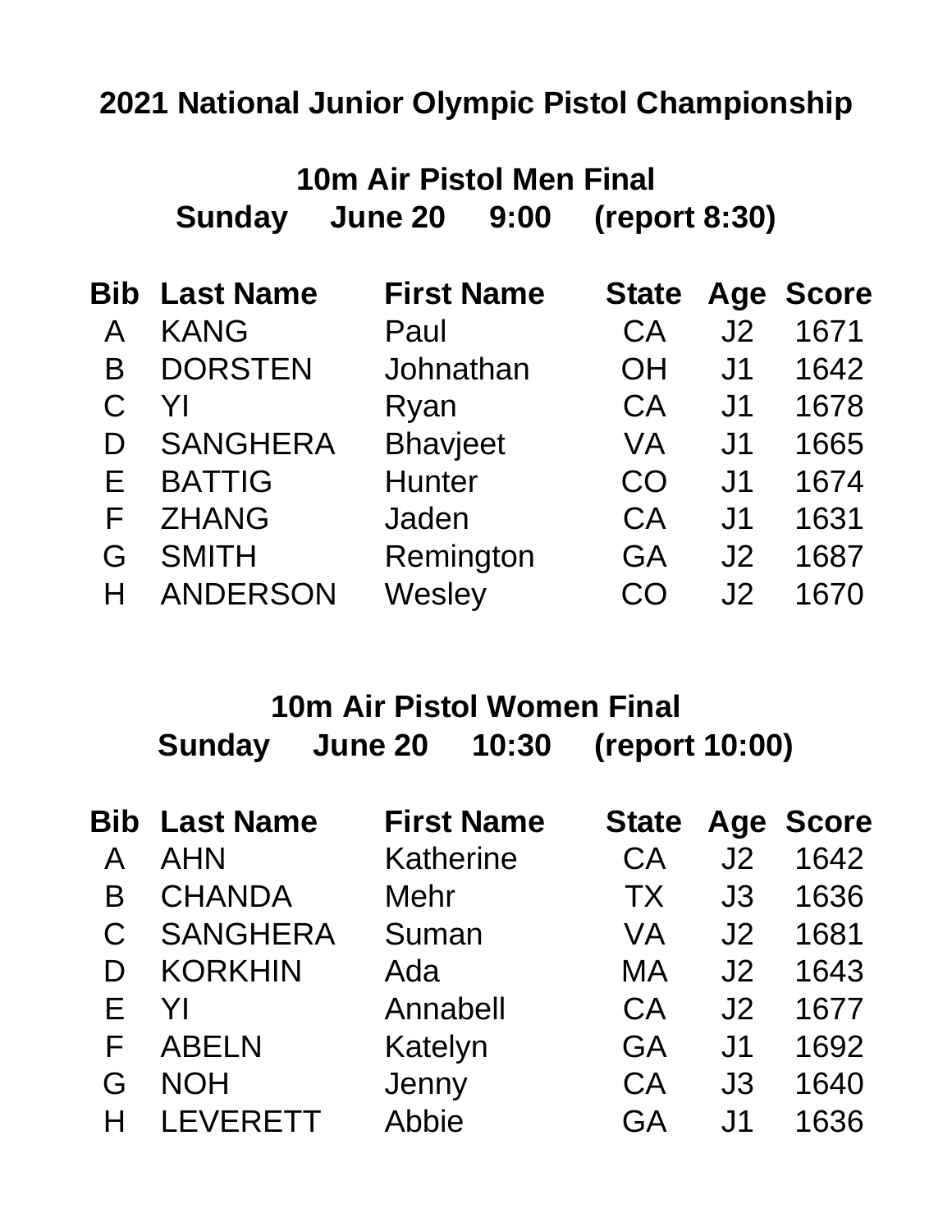# 2021 National Junior Olympic Pistol Championship

## 10m Air Pistol Men Final

**Sunday June 20 9:00 (report 8:30)**

| Bib | Last Name | First Name | State | Age | Score |
|---|---|---|---|---|---|
| A | KANG | Paul | CA | J2 | 1671 |
| B | DORSTEN | Johnathan | OH | J1 | 1642 |
| C | YI | Ryan | CA | J1 | 1678 |
| D | SANGHERA | Bhavjeet | VA | J1 | 1665 |
| E | BATTIG | Hunter | CO | J1 | 1674 |
| F | ZHANG | Jaden | CA | J1 | 1631 |
| G | SMITH | Remington | GA | J2 | 1687 |
| H | ANDERSON | Wesley | CO | J2 | 1670 |

## 10m Air Pistol Women Final

**Sunday June 20 10:30 (report 10:00)**

| Bib | Last Name | First Name | State | Age | Score |
|---|---|---|---|---|---|
| A | AHN | Katherine | CA | J2 | 1642 |
| B | CHANDA | Mehr | TX | J3 | 1636 |
| C | SANGHERA | Suman | VA | J2 | 1681 |
| D | KORKHIN | Ada | MA | J2 | 1643 |
| E | YI | Annabell | CA | J2 | 1677 |
| F | ABELN | Katelyn | GA | J1 | 1692 |
| G | NOH | Jenny | CA | J3 | 1640 |
| H | LEVERETT | Abbie | GA | J1 | 1636 |